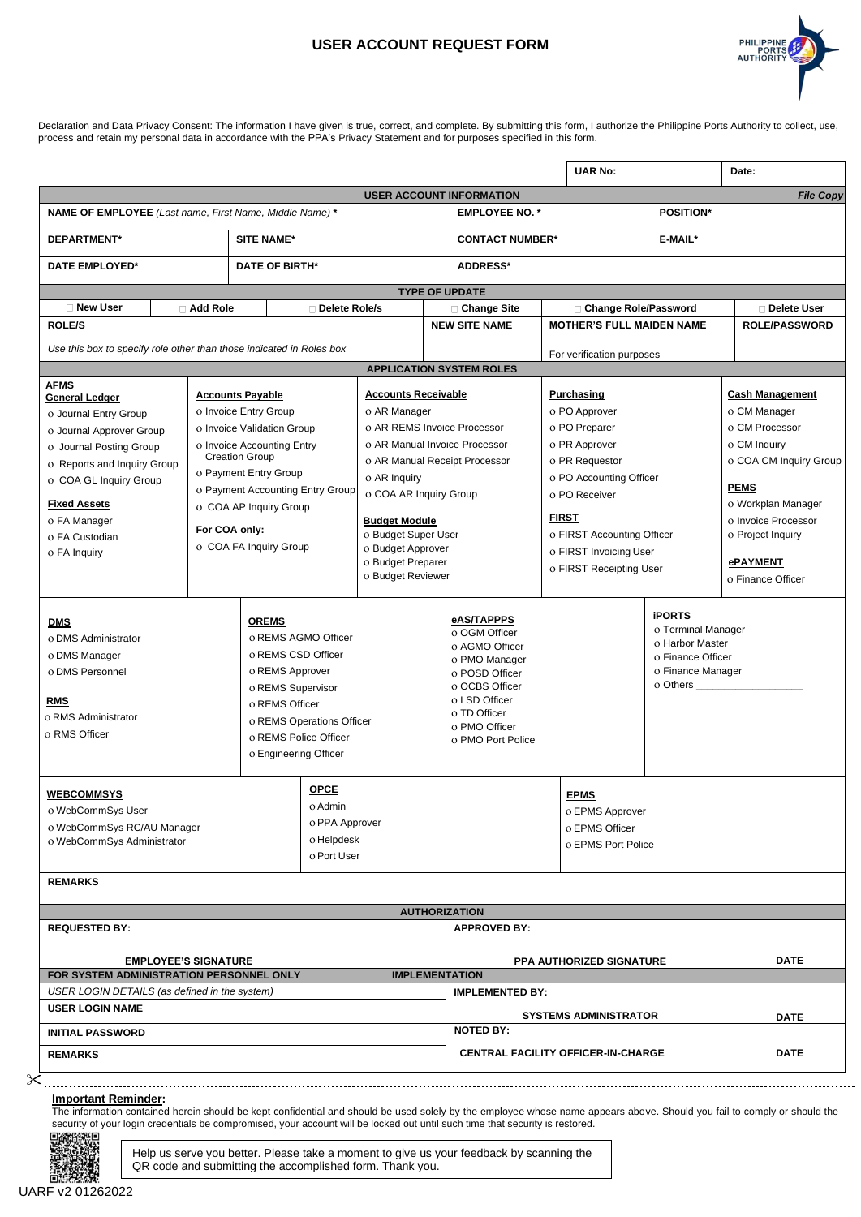# USER ACCOUNT REQUEST FORM

PHILIPPINE PORTS AUTHORITY

Declaration and Data Privacy Consent: The information I have given is true, correct, and complete. By submitting this form, I authorize the Philippine Ports Authority to collect, use, process and retain my personal data in accordance with the PPA's Privacy Statement and for purposes specified in this form.

| | | UAR No: | Date: |
|---|---|---|---|

**USER ACCOUNT INFORMATION** *File Copy*

| | | | |
|---|---|---|---|
| **NAME OF EMPLOYEE** *(Last name, First Name, Middle Name)* **\*** | | **EMPLOYEE NO. \*** | **POSITION\*** |
| **DEPARTMENT\*** | **SITE NAME\*** | **CONTACT NUMBER\*** | **E-MAIL\*** |
| **DATE EMPLOYED\*** | **DATE OF BIRTH\*** | **ADDRESS\*** | |

**TYPE OF UPDATE**

| ☐ New User | ☐ Add Role | ☐ Delete Role/s | ☐ Change Site | ☐ Change Role/Password | ☐ Delete User |
|---|---|---|---|---|---|
| **ROLE/S**<br>*Use this box to specify role other than those indicated in Roles box* | | | **NEW SITE NAME** | **MOTHER'S FULL MAIDEN NAME**<br>For verification purposes | **ROLE/PASSWORD** |

**APPLICATION SYSTEM ROLES**

**AFMS**

**General Ledger**
- o Journal Entry Group
- o Journal Approver Group
- o Journal Posting Group
- o Reports and Inquiry Group
- o COA GL Inquiry Group

**Fixed Assets**
- o FA Manager
- o FA Custodian
- o FA Inquiry

**Accounts Payable**
- o Invoice Entry Group
- o Invoice Validation Group
- o Invoice Accounting Entry Creation Group
- o Payment Entry Group
- o Payment Accounting Entry Group
- o COA AP Inquiry Group

**For COA only:**
- o COA FA Inquiry Group

**Accounts Receivable**
- o AR Manager
- o AR REMS Invoice Processor
- o AR Manual Invoice Processor
- o AR Manual Receipt Processor
- o AR Inquiry
- o COA AR Inquiry Group

**Budget Module**
- o Budget Super User
- o Budget Approver
- o Budget Preparer
- o Budget Reviewer

**Purchasing**
- o PO Approver
- o PO Preparer
- o PR Approver
- o PR Requestor
- o PO Accounting Officer
- o PO Receiver

**FIRST**
- o FIRST Accounting Officer
- o FIRST Invoicing User
- o FIRST Receipting User

**Cash Management**
- o CM Manager
- o CM Processor
- o CM Inquiry
- o COA CM Inquiry Group

**PEMS**
- o Workplan Manager
- o Invoice Processor
- o Project Inquiry

**ePAYMENT**
- o Finance Officer

**DMS**
- o DMS Administrator
- o DMS Manager
- o DMS Personnel

**RMS**
- o RMS Administrator
- o RMS Officer

**OREMS**
- o REMS AGMO Officer
- o REMS CSD Officer
- o REMS Approver
- o REMS Supervisor
- o REMS Officer
- o REMS Operations Officer
- o REMS Police Officer
- o Engineering Officer

**eAS/TAPPPS**
- o OGM Officer
- o AGMO Officer
- o PMO Manager
- o POSD Officer
- o OCBS Officer
- o LSD Officer
- o TD Officer
- o PMO Officer
- o PMO Port Police

**iPORTS**
- o Terminal Manager
- o Harbor Master
- o Finance Officer
- o Finance Manager
- o Others ___________________

**WEBCOMMSYS**
- o WebCommSys User
- o WebCommSys RC/AU Manager
- o WebCommSys Administrator

**OPCE**
- o Admin
- o PPA Approver
- o Helpdesk
- o Port User

**EPMS**
- o EPMS Approver
- o EPMS Officer
- o EPMS Port Police

**REMARKS**

**AUTHORIZATION**

| **REQUESTED BY:** | **APPROVED BY:** | |
|---|---|---|
| **EMPLOYEE'S SIGNATURE** | **PPA AUTHORIZED SIGNATURE** | **DATE** |

**FOR SYSTEM ADMINISTRATION PERSONNEL ONLY** — **IMPLEMENTATION**

| | | |
|---|---|---|
| *USER LOGIN DETAILS (as defined in the system)* | **IMPLEMENTED BY:** | |
| **USER LOGIN NAME** | **SYSTEMS ADMINISTRATOR** | **DATE** |
| **INITIAL PASSWORD** | **NOTED BY:** | |
| **REMARKS** | **CENTRAL FACILITY OFFICER-IN-CHARGE** | **DATE** |

---

**Important Reminder:**
The information contained herein should be kept confidential and should be used solely by the employee whose name appears above. Should you fail to comply or should the security of your login credentials be compromised, your account will be locked out until such time that security is restored.

Help us serve you better. Please take a moment to give us your feedback by scanning the QR code and submitting the accomplished form. Thank you.

UARF v2 01262022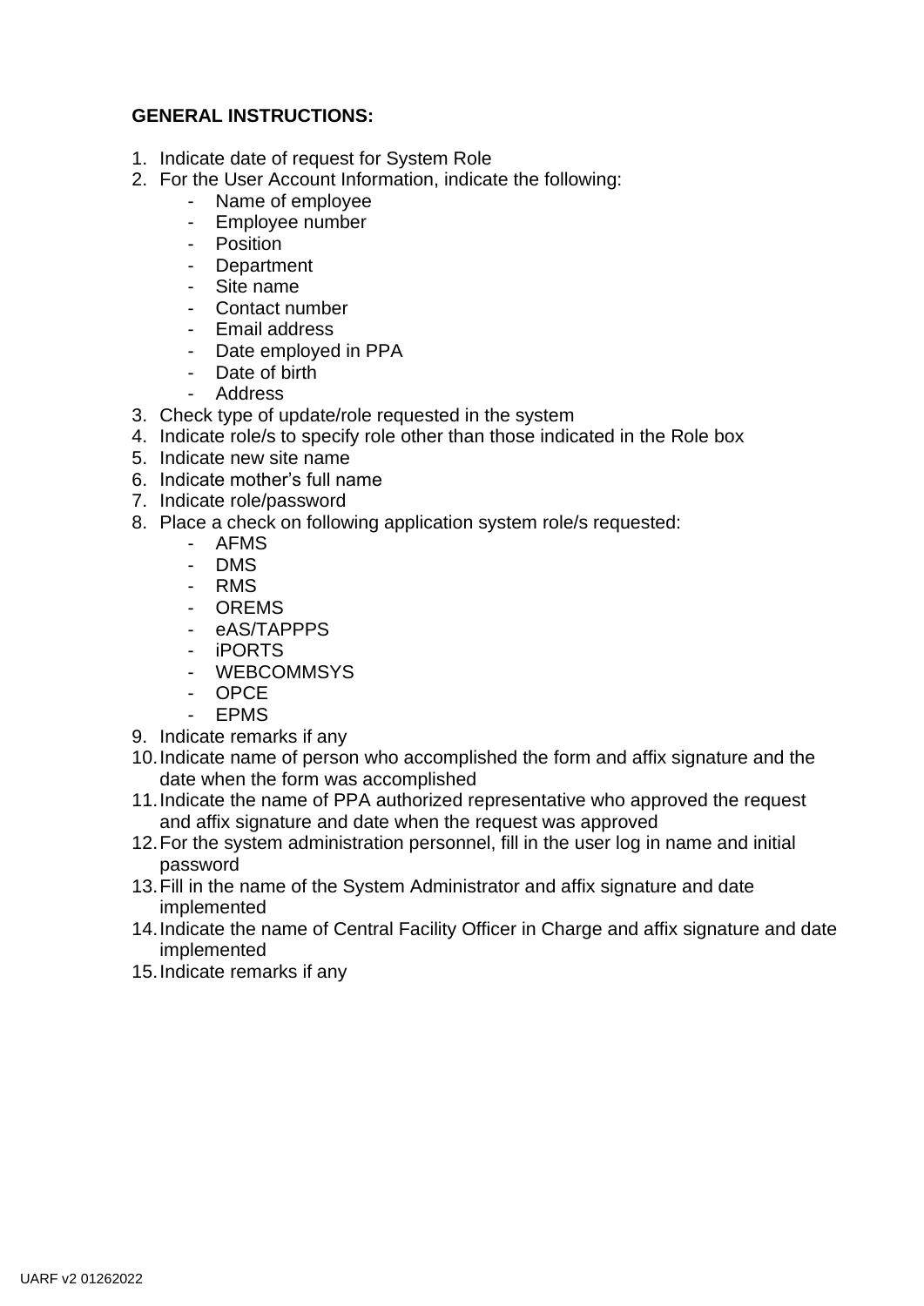**GENERAL INSTRUCTIONS:**

1. Indicate date of request for System Role
2. For the User Account Information, indicate the following:
   - Name of employee
   - Employee number
   - Position
   - Department
   - Site name
   - Contact number
   - Email address
   - Date employed in PPA
   - Date of birth
   - Address
3. Check type of update/role requested in the system
4. Indicate role/s to specify role other than those indicated in the Role box
5. Indicate new site name
6. Indicate mother's full name
7. Indicate role/password
8. Place a check on following application system role/s requested:
   - AFMS
   - DMS
   - RMS
   - OREMS
   - eAS/TAPPPS
   - iPORTS
   - WEBCOMMSYS
   - OPCE
   - EPMS
9. Indicate remarks if any
10. Indicate name of person who accomplished the form and affix signature and the date when the form was accomplished
11. Indicate the name of PPA authorized representative who approved the request and affix signature and date when the request was approved
12. For the system administration personnel, fill in the user log in name and initial password
13. Fill in the name of the System Administrator and affix signature and date implemented
14. Indicate the name of Central Facility Officer in Charge and affix signature and date implemented
15. Indicate remarks if any

UARF v2 01262022